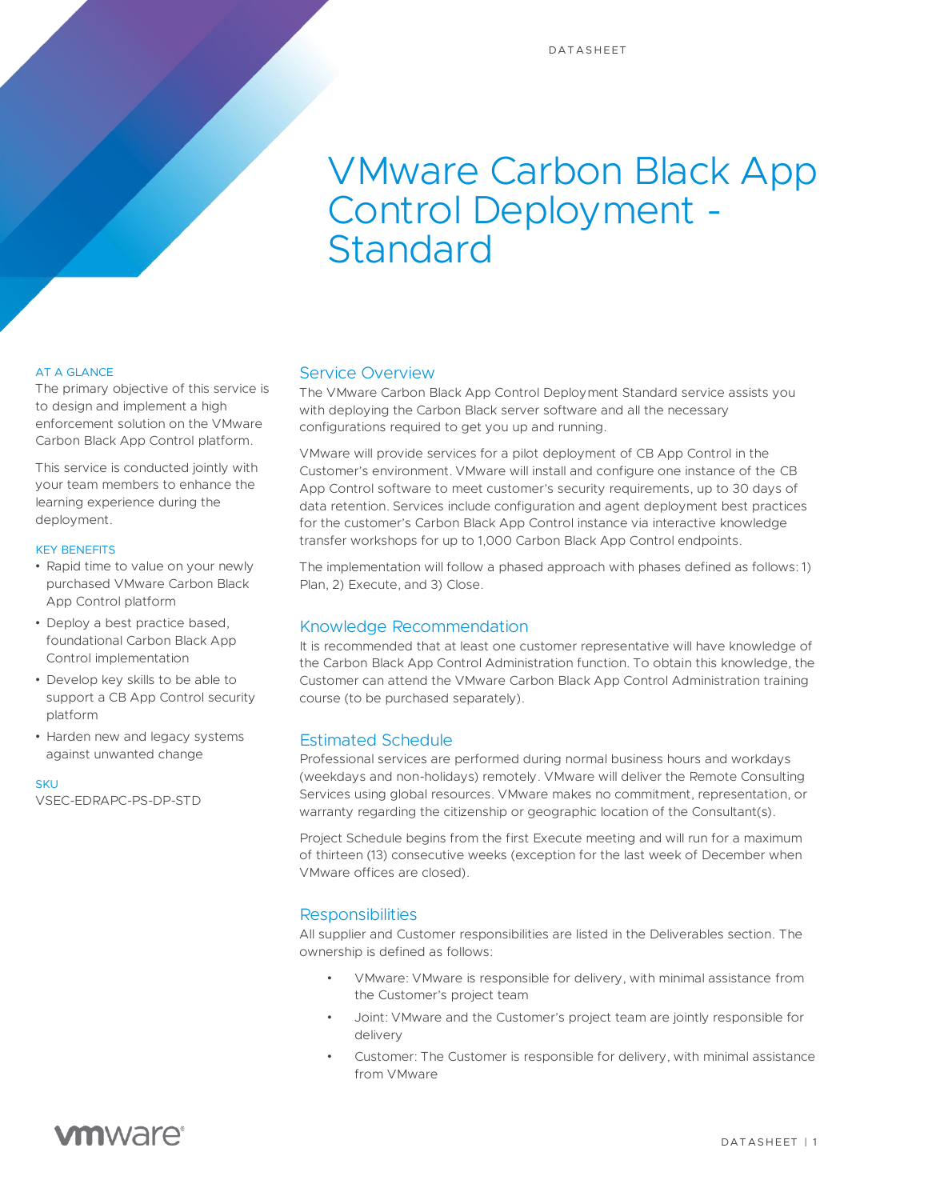DATASHEET

# VMware Carbon Black App Control Deployment - Standard

AT A GLANCE

The primary objective of this service is to design and implement a high enforcement solution on the VMware Carbon Black App Control platform.

This service is conducted jointly with your team members to enhance the learning experience during the deployment.

KEY BENEFITS

- Rapid time to value on your newly purchased VMware Carbon Black App Control platform
- Deploy a best practice based, foundational Carbon Black App Control implementation
- Develop key skills to be able to support a CB App Control security platform
- Harden new and legacy systems against unwanted change

SKU

VSEC-EDRAPC-PS-DP-STD

## Service Overview

The VMware Carbon Black App Control Deployment Standard service assists you with deploying the Carbon Black server software and all the necessary configurations required to get you up and running.

VMware will provide services for a pilot deployment of CB App Control in the Customer's environment. VMware will install and configure one instance of the CB App Control software to meet customer's security requirements, up to 30 days of data retention. Services include configuration and agent deployment best practices for the customer's Carbon Black App Control instance via interactive knowledge transfer workshops for up to 1,000 Carbon Black App Control endpoints.

The implementation will follow a phased approach with phases defined as follows: 1) Plan, 2) Execute, and 3) Close.

## Knowledge Recommendation

It is recommended that at least one customer representative will have knowledge of the Carbon Black App Control Administration function. To obtain this knowledge, the Customer can attend the VMware Carbon Black App Control Administration training course (to be purchased separately).

## Estimated Schedule

Professional services are performed during normal business hours and workdays (weekdays and non-holidays) remotely. VMware will deliver the Remote Consulting Services using global resources. VMware makes no commitment, representation, or warranty regarding the citizenship or geographic location of the Consultant(s).

Project Schedule begins from the first Execute meeting and will run for a maximum of thirteen (13) consecutive weeks (exception for the last week of December when VMware offices are closed).

## Responsibilities

All supplier and Customer responsibilities are listed in the Deliverables section. The ownership is defined as follows:

- VMware: VMware is responsible for delivery, with minimal assistance from the Customer's project team
- Joint: VMware and the Customer's project team are jointly responsible for delivery
- Customer: The Customer is responsible for delivery, with minimal assistance from VMware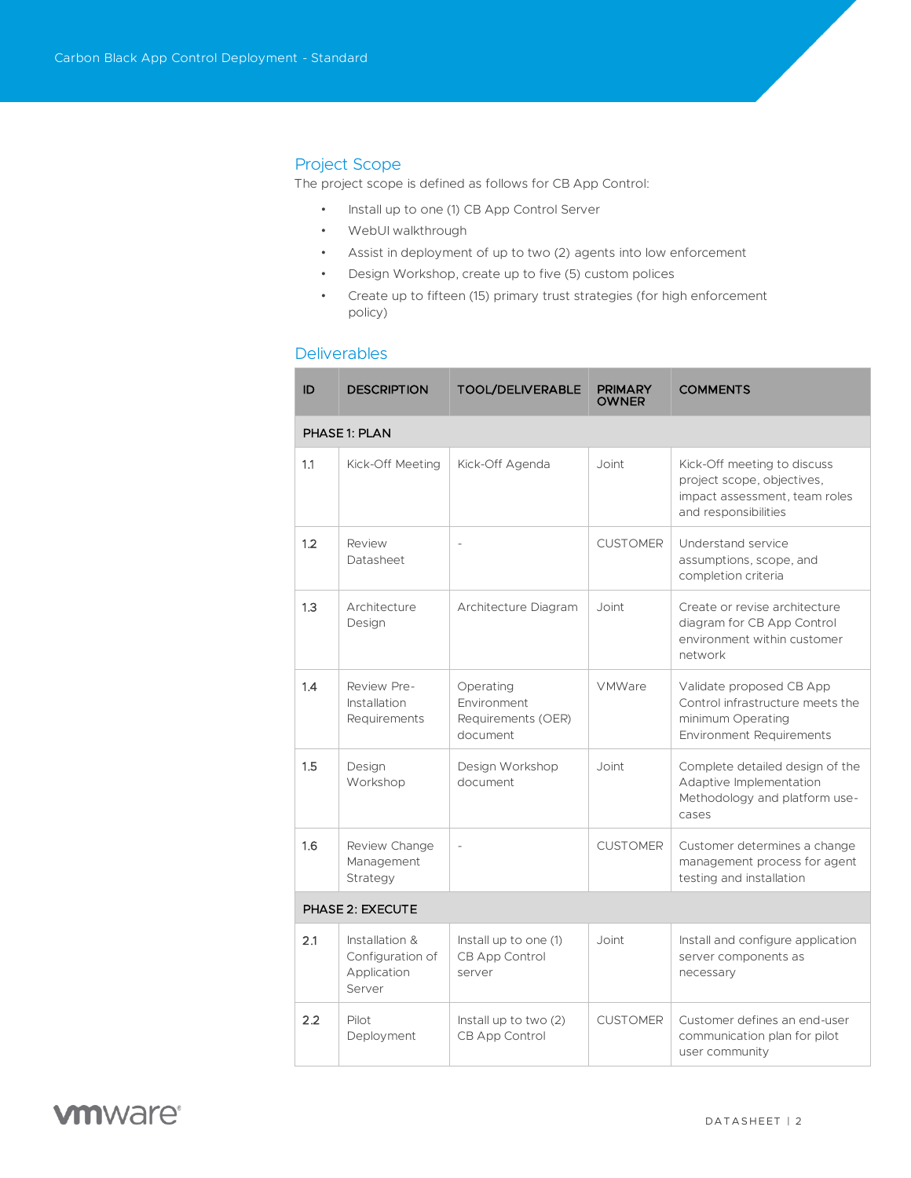## Project Scope

The project scope is defined as follows for CB App Control:

- Install up to one (1) CB App Control Server
- WebUI walkthrough
- Assist in deployment of up to two (2) agents into low enforcement
- Design Workshop, create up to five (5) custom polices
- Create up to fifteen (15) primary trust strategies (for high enforcement policy)

## Deliverables

| ID | DESCRIPTION | TOOL/DELIVERABLE | PRIMARY OWNER | COMMENTS |
|---|---|---|---|---|
| **PHASE 1: PLAN** | | | | |
| 1.1 | Kick-Off Meeting | Kick-Off Agenda | Joint | Kick-Off meeting to discuss project scope, objectives, impact assessment, team roles and responsibilities |
| 1.2 | Review Datasheet | - | CUSTOMER | Understand service assumptions, scope, and completion criteria |
| 1.3 | Architecture Design | Architecture Diagram | Joint | Create or revise architecture diagram for CB App Control environment within customer network |
| 1.4 | Review Pre-Installation Requirements | Operating Environment Requirements (OER) document | VMWare | Validate proposed CB App Control infrastructure meets the minimum Operating Environment Requirements |
| 1.5 | Design Workshop | Design Workshop document | Joint | Complete detailed design of the Adaptive Implementation Methodology and platform use-cases |
| 1.6 | Review Change Management Strategy | - | CUSTOMER | Customer determines a change management process for agent testing and installation |
| **PHASE 2: EXECUTE** | | | | |
| 2.1 | Installation & Configuration of Application Server | Install up to one (1) CB App Control server | Joint | Install and configure application server components as necessary |
| 2.2 | Pilot Deployment | Install up to two (2) CB App Control | CUSTOMER | Customer defines an end-user communication plan for pilot user community |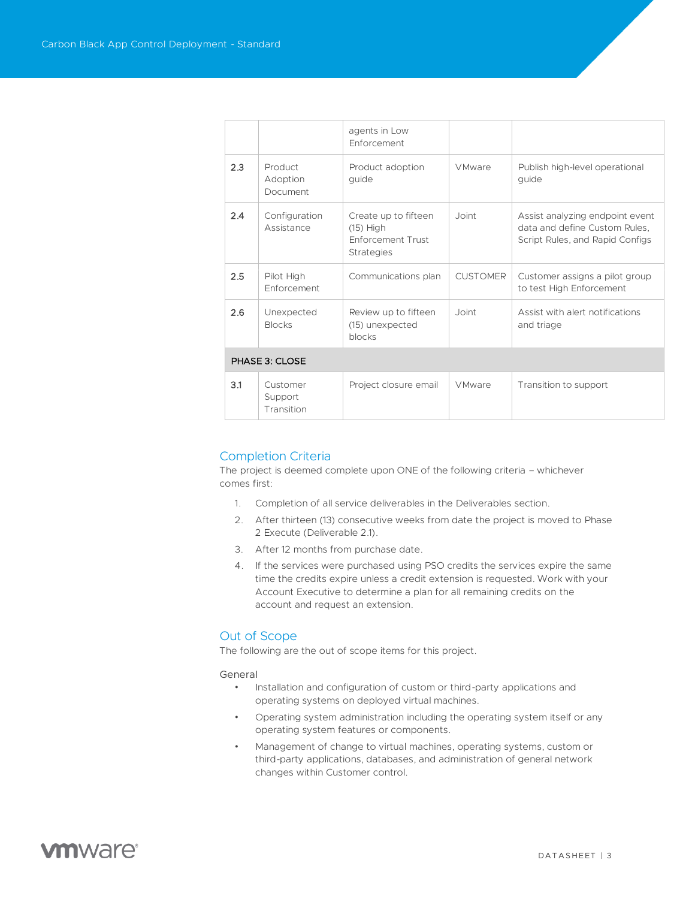| | | agents in Low Enforcement | | |
|---|---|---|---|---|
| 2.3 | Product Adoption Document | Product adoption guide | VMware | Publish high-level operational guide |
| 2.4 | Configuration Assistance | Create up to fifteen (15) High Enforcement Trust Strategies | Joint | Assist analyzing endpoint event data and define Custom Rules, Script Rules, and Rapid Configs |
| 2.5 | Pilot High Enforcement | Communications plan | CUSTOMER | Customer assigns a pilot group to test High Enforcement |
| 2.6 | Unexpected Blocks | Review up to fifteen (15) unexpected blocks | Joint | Assist with alert notifications and triage |
| **PHASE 3: CLOSE** | | | | |
| 3.1 | Customer Support Transition | Project closure email | VMware | Transition to support |

## Completion Criteria

The project is deemed complete upon ONE of the following criteria – whichever comes first:

1. Completion of all service deliverables in the Deliverables section.
2. After thirteen (13) consecutive weeks from date the project is moved to Phase 2 Execute (Deliverable 2.1).
3. After 12 months from purchase date.
4. If the services were purchased using PSO credits the services expire the same time the credits expire unless a credit extension is requested. Work with your Account Executive to determine a plan for all remaining credits on the account and request an extension.

## Out of Scope

The following are the out of scope items for this project.

### General

- Installation and configuration of custom or third-party applications and operating systems on deployed virtual machines.
- Operating system administration including the operating system itself or any operating system features or components.
- Management of change to virtual machines, operating systems, custom or third-party applications, databases, and administration of general network changes within Customer control.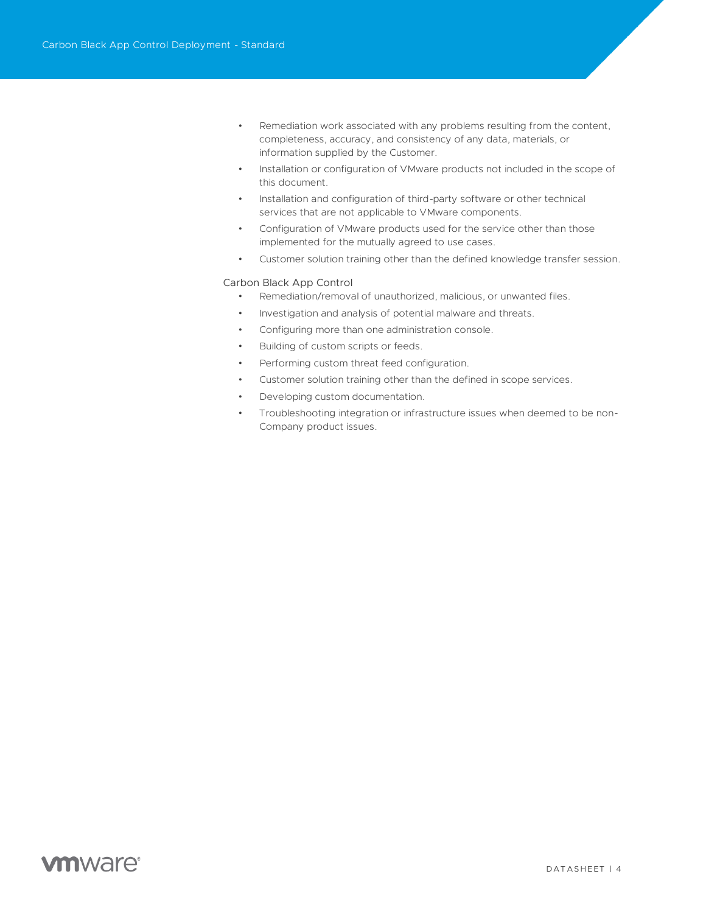- Remediation work associated with any problems resulting from the content, completeness, accuracy, and consistency of any data, materials, or information supplied by the Customer.
- Installation or configuration of VMware products not included in the scope of this document.
- Installation and configuration of third-party software or other technical services that are not applicable to VMware components.
- Configuration of VMware products used for the service other than those implemented for the mutually agreed to use cases.
- Customer solution training other than the defined knowledge transfer session.

Carbon Black App Control

- Remediation/removal of unauthorized, malicious, or unwanted files.
- Investigation and analysis of potential malware and threats.
- Configuring more than one administration console.
- Building of custom scripts or feeds.
- Performing custom threat feed configuration.
- Customer solution training other than the defined in scope services.
- Developing custom documentation.
- Troubleshooting integration or infrastructure issues when deemed to be non-Company product issues.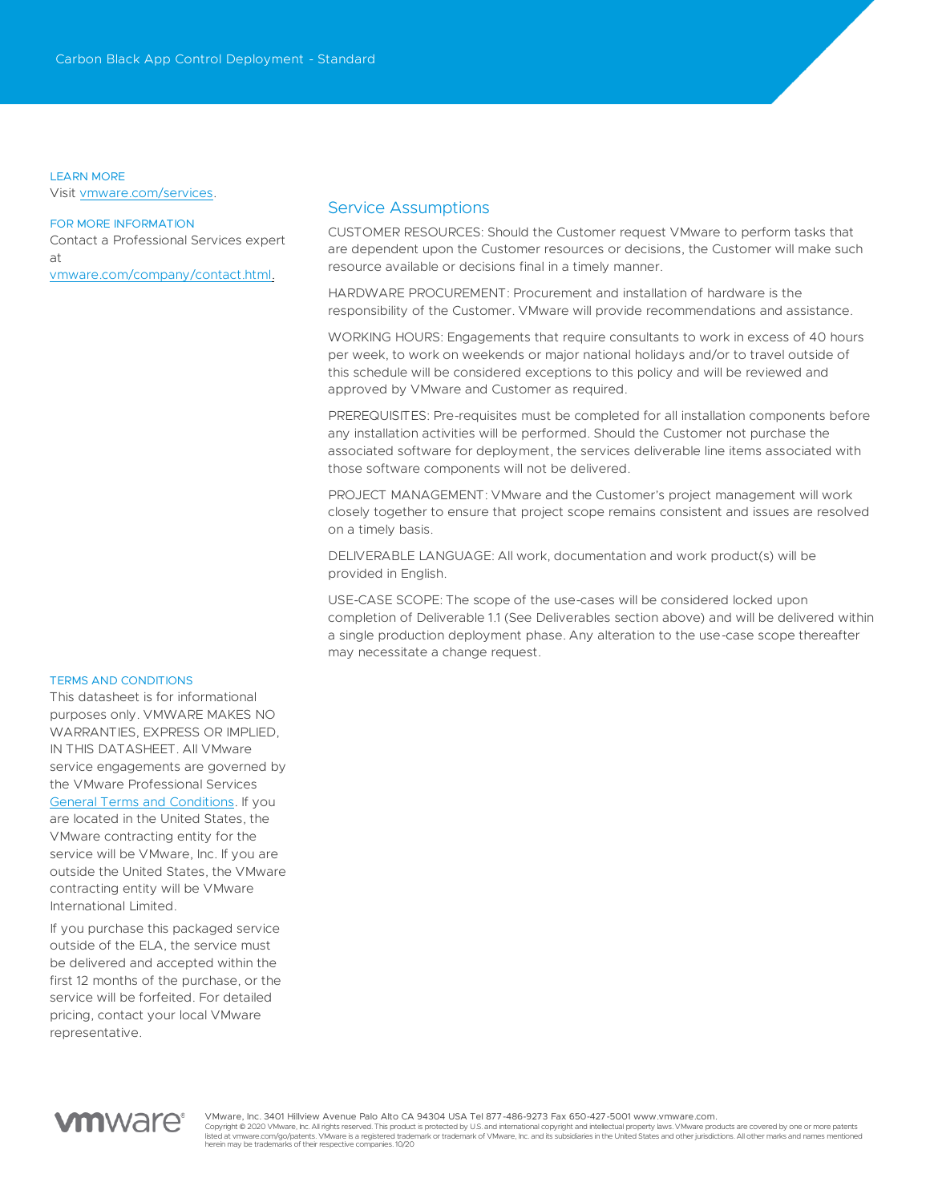LEARN MORE

Visit [vmware.com/services](vmware.com/services).

FOR MORE INFORMATION

Contact a Professional Services expert at [vmware.com/company/contact.html](vmware.com/company/contact.html).

## Service Assumptions

CUSTOMER RESOURCES: Should the Customer request VMware to perform tasks that are dependent upon the Customer resources or decisions, the Customer will make such resource available or decisions final in a timely manner.

HARDWARE PROCUREMENT: Procurement and installation of hardware is the responsibility of the Customer. VMware will provide recommendations and assistance.

WORKING HOURS: Engagements that require consultants to work in excess of 40 hours per week, to work on weekends or major national holidays and/or to travel outside of this schedule will be considered exceptions to this policy and will be reviewed and approved by VMware and Customer as required.

PREREQUISITES: Pre-requisites must be completed for all installation components before any installation activities will be performed. Should the Customer not purchase the associated software for deployment, the services deliverable line items associated with those software components will not be delivered.

PROJECT MANAGEMENT: VMware and the Customer's project management will work closely together to ensure that project scope remains consistent and issues are resolved on a timely basis.

DELIVERABLE LANGUAGE: All work, documentation and work product(s) will be provided in English.

USE-CASE SCOPE: The scope of the use-cases will be considered locked upon completion of Deliverable 1.1 (See Deliverables section above) and will be delivered within a single production deployment phase. Any alteration to the use-case scope thereafter may necessitate a change request.

TERMS AND CONDITIONS

This datasheet is for informational purposes only. VMWARE MAKES NO WARRANTIES, EXPRESS OR IMPLIED, IN THIS DATASHEET. All VMware service engagements are governed by the VMware Professional Services General Terms and Conditions. If you are located in the United States, the VMware contracting entity for the service will be VMware, Inc. If you are outside the United States, the VMware contracting entity will be VMware International Limited.

If you purchase this packaged service outside of the ELA, the service must be delivered and accepted within the first 12 months of the purchase, or the service will be forfeited. For detailed pricing, contact your local VMware representative.

VMware, Inc. 3401 Hillview Avenue Palo Alto CA 94304 USA Tel 877-486-9273 Fax 650-427-5001 www.vmware.com.
Copyright © 2020 VMware, Inc. All rights reserved. This product is protected by U.S. and international copyright and intellectual property laws. VMware products are covered by one or more patents listed at vmware.com/go/patents. VMware is a registered trademark or trademark of VMware, Inc. and its subsidiaries in the United States and other jurisdictions. All other marks and names mentioned herein may be trademarks of their respective companies. 10/20